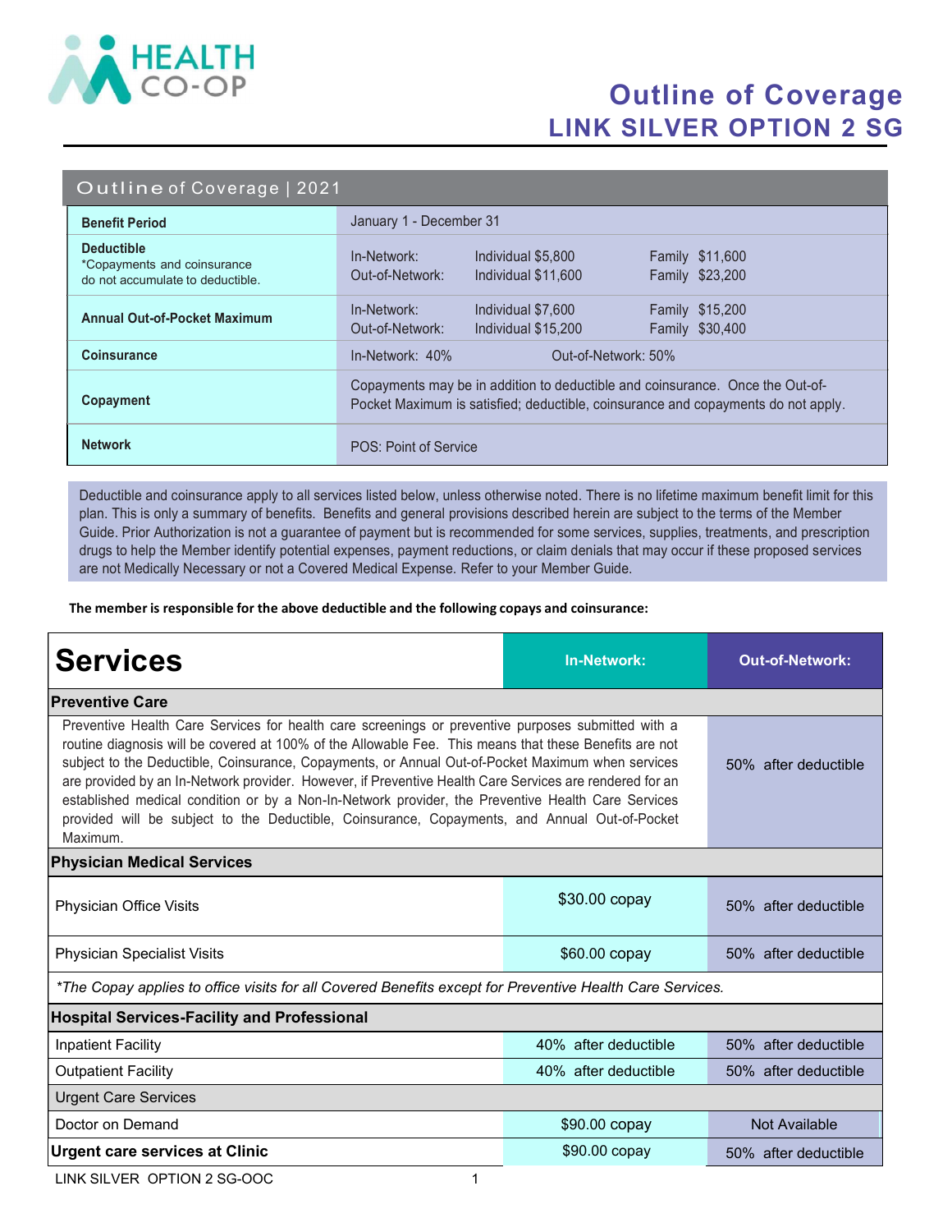# Outline of Coverage
## LINK SILVER OPTION 2 SG

### Outline of Coverage | 2021

| | |
|---|---|
| **Benefit Period** | January 1 - December 31 |
| **Deductible** *Copayments and coinsurance do not accumulate to deductible. | In-Network: Individual $5,800 Family $11,600<br>Out-of-Network: Individual $11,600 Family $23,200 |
| **Annual Out-of-Pocket Maximum** | In-Network: Individual $7,600 Family $15,200<br>Out-of-Network: Individual $15,200 Family $30,400 |
| **Coinsurance** | In-Network: 40% Out-of-Network: 50% |
| **Copayment** | Copayments may be in addition to deductible and coinsurance. Once the Out-of-Pocket Maximum is satisfied; deductible, coinsurance and copayments do not apply. |
| **Network** | POS: Point of Service |

Deductible and coinsurance apply to all services listed below, unless otherwise noted. There is no lifetime maximum benefit limit for this plan. This is only a summary of benefits. Benefits and general provisions described herein are subject to the terms of the Member Guide. Prior Authorization is not a guarantee of payment but is recommended for some services, supplies, treatments, and prescription drugs to help the Member identify potential expenses, payment reductions, or claim denials that may occur if these proposed services are not Medically Necessary or not a Covered Medical Expense. Refer to your Member Guide.

**The member is responsible for the above deductible and the following copays and coinsurance:**

| Services | In-Network: | Out-of-Network: |
|---|---|---|
| **Preventive Care** | | |
| Preventive Health Care Services for health care screenings or preventive purposes submitted with a routine diagnosis will be covered at 100% of the Allowable Fee. This means that these Benefits are not subject to the Deductible, Coinsurance, Copayments, or Annual Out-of-Pocket Maximum when services are provided by an In-Network provider. However, if Preventive Health Care Services are rendered for an established medical condition or by a Non-In-Network provider, the Preventive Health Care Services provided will be subject to the Deductible, Coinsurance, Copayments, and Annual Out-of-Pocket Maximum. | | 50% after deductible |
| **Physician Medical Services** | | |
| Physician Office Visits | $30.00 copay | 50% after deductible |
| Physician Specialist Visits | $60.00 copay | 50% after deductible |
| *\*The Copay applies to office visits for all Covered Benefits except for Preventive Health Care Services.* | | |
| **Hospital Services-Facility and Professional** | | |
| Inpatient Facility | 40% after deductible | 50% after deductible |
| Outpatient Facility | 40% after deductible | 50% after deductible |
| Urgent Care Services | | |
| Doctor on Demand | $90.00 copay | Not Available |
| **Urgent care services at Clinic** | $90.00 copay | 50% after deductible |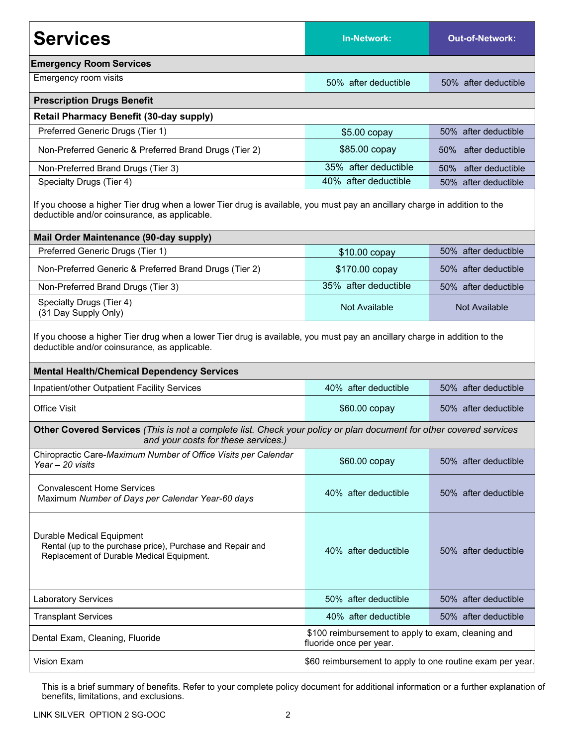| Services | In-Network: | Out-of-Network: |
|---|---|---|
| **Emergency Room Services** | | |
| Emergency room visits | 50% after deductible | 50% after deductible |
| **Prescription Drugs Benefit** | | |
| **Retail Pharmacy Benefit (30-day supply)** | | |
| Preferred Generic Drugs (Tier 1) | $5.00 copay | 50% after deductible |
| Non-Preferred Generic & Preferred Brand Drugs (Tier 2) | $85.00 copay | 50% after deductible |
| Non-Preferred Brand Drugs (Tier 3) | 35% after deductible | 50% after deductible |
| Specialty Drugs (Tier 4) | 40% after deductible | 50% after deductible |
| If you choose a higher Tier drug when a lower Tier drug is available, you must pay an ancillary charge in addition to the deductible and/or coinsurance, as applicable. | | |
| **Mail Order Maintenance (90-day supply)** | | |
| Preferred Generic Drugs (Tier 1) | $10.00 copay | 50% after deductible |
| Non-Preferred Generic & Preferred Brand Drugs (Tier 2) | $170.00 copay | 50% after deductible |
| Non-Preferred Brand Drugs (Tier 3) | 35% after deductible | 50% after deductible |
| Specialty Drugs (Tier 4) (31 Day Supply Only) | Not Available | Not Available |
| If you choose a higher Tier drug when a lower Tier drug is available, you must pay an ancillary charge in addition to the deductible and/or coinsurance, as applicable. | | |
| **Mental Health/Chemical Dependency Services** | | |
| Inpatient/other Outpatient Facility Services | 40% after deductible | 50% after deductible |
| Office Visit | $60.00 copay | 50% after deductible |
| **Other Covered Services** *(This is not a complete list. Check your policy or plan document for other covered services and your costs for these services.)* | | |
| Chiropractic Care-*Maximum Number of Office Visits per Calendar Year – 20 visits* | $60.00 copay | 50% after deductible |
| Convalescent Home Services Maximum *Number of Days per Calendar Year-60 days* | 40% after deductible | 50% after deductible |
| Durable Medical Equipment Rental (up to the purchase price), Purchase and Repair and Replacement of Durable Medical Equipment. | 40% after deductible | 50% after deductible |
| Laboratory Services | 50% after deductible | 50% after deductible |
| Transplant Services | 40% after deductible | 50% after deductible |
| Dental Exam, Cleaning, Fluoride | $100 reimbursement to apply to exam, cleaning and fluoride once per year. | |
| Vision Exam | $60 reimbursement to apply to one routine exam per year. | |

This is a brief summary of benefits. Refer to your complete policy document for additional information or a further explanation of benefits, limitations, and exclusions.

LINK SILVER OPTION 2 SG-OOC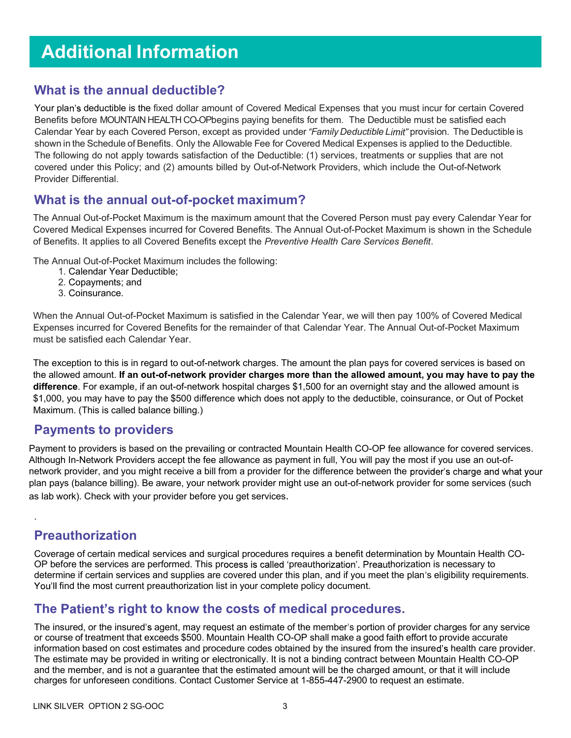# Additional Information

## What is the annual deductible?

Your plan's deductible is the fixed dollar amount of Covered Medical Expenses that you must incur for certain Covered Benefits before MOUNTAIN HEALTH CO-OPbegins paying benefits for them. The Deductible must be satisfied each Calendar Year by each Covered Person, except as provided under *"Family Deductible Limit"* provision. The Deductible is shown in the Schedule of Benefits. Only the Allowable Fee for Covered Medical Expenses is applied to the Deductible. The following do not apply towards satisfaction of the Deductible: (1) services, treatments or supplies that are not covered under this Policy; and (2) amounts billed by Out-of-Network Providers, which include the Out-of-Network Provider Differential.

## What is the annual out-of-pocket maximum?

The Annual Out-of-Pocket Maximum is the maximum amount that the Covered Person must pay every Calendar Year for Covered Medical Expenses incurred for Covered Benefits. The Annual Out-of-Pocket Maximum is shown in the Schedule of Benefits. It applies to all Covered Benefits except the *Preventive Health Care Services Benefit*.

The Annual Out-of-Pocket Maximum includes the following:

1. Calendar Year Deductible;
2. Copayments; and
3. Coinsurance.

When the Annual Out-of-Pocket Maximum is satisfied in the Calendar Year, we will then pay 100% of Covered Medical Expenses incurred for Covered Benefits for the remainder of that Calendar Year. The Annual Out-of-Pocket Maximum must be satisfied each Calendar Year.

The exception to this is in regard to out-of-network charges. The amount the plan pays for covered services is based on the allowed amount. **If an out-of-network provider charges more than the allowed amount, you may have to pay the difference**. For example, if an out-of-network hospital charges $1,500 for an overnight stay and the allowed amount is $1,000, you may have to pay the $500 difference which does not apply to the deductible, coinsurance, or Out of Pocket Maximum. (This is called balance billing.)

## Payments to providers

Payment to providers is based on the prevailing or contracted Mountain Health CO-OP fee allowance for covered services. Although In-Network Providers accept the fee allowance as payment in full, You will pay the most if you use an out-of-network provider, and you might receive a bill from a provider for the difference between the provider's charge and what your plan pays (balance billing). Be aware, your network provider might use an out-of-network provider for some services (such as lab work). Check with your provider before you get services.

.

## Preauthorization

Coverage of certain medical services and surgical procedures requires a benefit determination by Mountain Health CO-OP before the services are performed. This process is called 'preauthorization'. Preauthorization is necessary to determine if certain services and supplies are covered under this plan, and if you meet the plan's eligibility requirements. You'll find the most current preauthorization list in your complete policy document.

## The Patient's right to know the costs of medical procedures.

The insured, or the insured's agent, may request an estimate of the member's portion of provider charges for any service or course of treatment that exceeds $500. Mountain Health CO-OP shall make a good faith effort to provide accurate information based on cost estimates and procedure codes obtained by the insured from the insured's health care provider. The estimate may be provided in writing or electronically. It is not a binding contract between Mountain Health CO-OP and the member, and is not a guarantee that the estimated amount will be the charged amount, or that it will include charges for unforeseen conditions. Contact Customer Service at 1-855-447-2900 to request an estimate.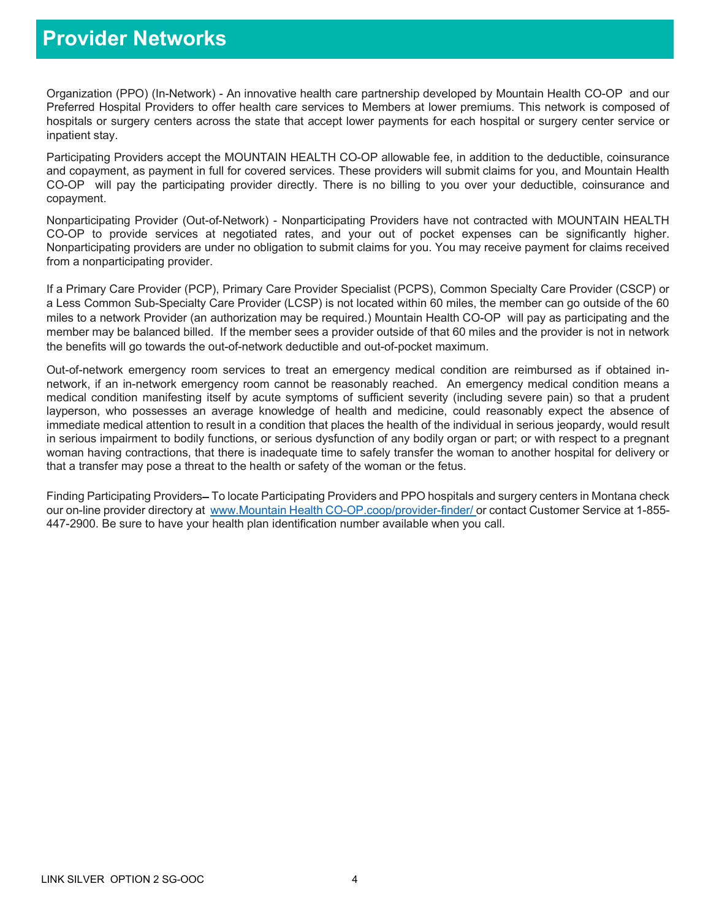# Provider Networks

Organization (PPO) (In-Network) - An innovative health care partnership developed by Mountain Health CO-OP and our Preferred Hospital Providers to offer health care services to Members at lower premiums. This network is composed of hospitals or surgery centers across the state that accept lower payments for each hospital or surgery center service or inpatient stay.

Participating Providers accept the MOUNTAIN HEALTH CO-OP allowable fee, in addition to the deductible, coinsurance and copayment, as payment in full for covered services. These providers will submit claims for you, and Mountain Health CO-OP will pay the participating provider directly. There is no billing to you over your deductible, coinsurance and copayment.

Nonparticipating Provider (Out-of-Network) - Nonparticipating Providers have not contracted with MOUNTAIN HEALTH CO-OP to provide services at negotiated rates, and your out of pocket expenses can be significantly higher. Nonparticipating providers are under no obligation to submit claims for you. You may receive payment for claims received from a nonparticipating provider.

If a Primary Care Provider (PCP), Primary Care Provider Specialist (PCPS), Common Specialty Care Provider (CSCP) or a Less Common Sub-Specialty Care Provider (LCSP) is not located within 60 miles, the member can go outside of the 60 miles to a network Provider (an authorization may be required.) Mountain Health CO-OP will pay as participating and the member may be balanced billed. If the member sees a provider outside of that 60 miles and the provider is not in network the benefits will go towards the out-of-network deductible and out-of-pocket maximum.

Out-of-network emergency room services to treat an emergency medical condition are reimbursed as if obtained in-network, if an in-network emergency room cannot be reasonably reached. An emergency medical condition means a medical condition manifesting itself by acute symptoms of sufficient severity (including severe pain) so that a prudent layperson, who possesses an average knowledge of health and medicine, could reasonably expect the absence of immediate medical attention to result in a condition that places the health of the individual in serious jeopardy, would result in serious impairment to bodily functions, or serious dysfunction of any bodily organ or part; or with respect to a pregnant woman having contractions, that there is inadequate time to safely transfer the woman to another hospital for delivery or that a transfer may pose a threat to the health or safety of the woman or the fetus.

Finding Participating Providers– To locate Participating Providers and PPO hospitals and surgery centers in Montana check our on-line provider directory at www.Mountain Health CO-OP.coop/provider-finder/ or contact Customer Service at 1-855-447-2900. Be sure to have your health plan identification number available when you call.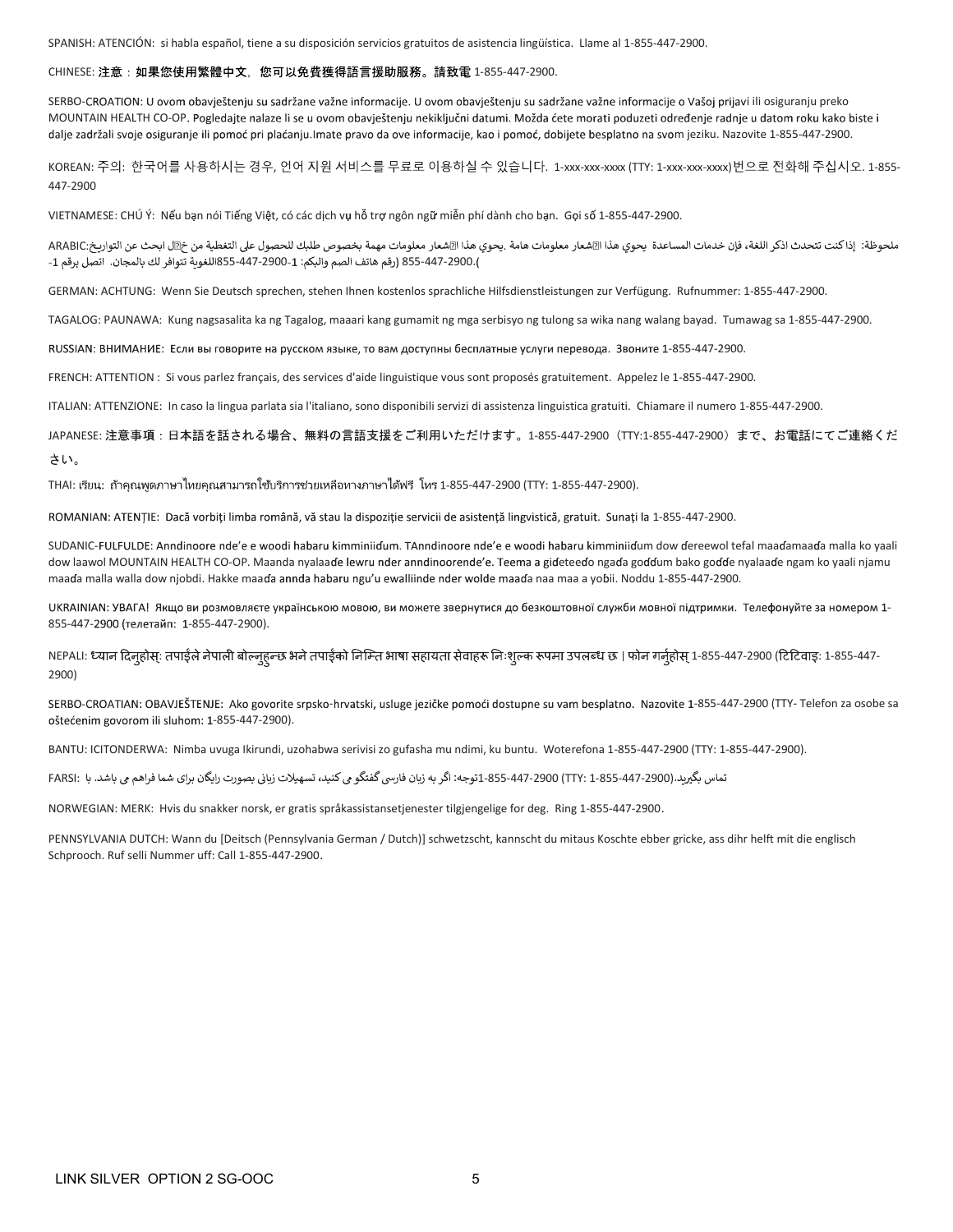SPANISH: ATENCIÓN: si habla español, tiene a su disposición servicios gratuitos de asistencia lingüística. Llame al 1-855-447-2900.

CHINESE: 注意：如果您使用繁體中文，您可以免費獲得語言援助服務。請致電 1-855-447-2900.

SERBO-CROATION: U ovom obavještenju su sadržane važne informacije. U ovom obavještenju su sadržane važne informacije o Vašoj prijavi ili osiguranju preko MOUNTAIN HEALTH CO-OP. Pogledajte nalaze li se u ovom obavještenju nekiključni datumi. Možda ćete morati poduzeti određenje radnje u datom roku kako biste i dalje zadržali svoje osiguranje ili pomoć pri plaćanju.Imate pravo da ove informacije, kao i pomoć, dobijete besplatno na svom jeziku. Nazovite 1-855-447-2900.

KOREAN: 주의: 한국어를 사용하시는 경우, 언어 지원 서비스를 무료로 이용하실 수 있습니다. 1-xxx-xxx-xxxx (TTY: 1-xxx-xxx-xxxx)번으로 전화해 주십시오. 1-855-447-2900

VIETNAMESE: CHÚ Ý: Nếu bạn nói Tiếng Việt, có các dịch vụ hỗ trợ ngôn ngữ miễn phí dành cho bạn. Gọi số 1-855-447-2900.

ARABIC:ملحوظة: إذا كنت تتحدث اذكر اللغة، فإن خدمات المساعدة يحوي هذا الإشعار معلومات هامة .يحوي هذا الإشعار معلومات مهمة بخصوص طلبك للحصول على التغطية من خلال ابحث عن التواريخ -1 اتصل برقم .اللغوية تتوافر لك بالمجان 855-447-2900-1 :(رقم هاتف الصم والبكم 855-447-2900.)

GERMAN: ACHTUNG: Wenn Sie Deutsch sprechen, stehen Ihnen kostenlos sprachliche Hilfsdienstleistungen zur Verfügung. Rufnummer: 1-855-447-2900.

TAGALOG: PAUNAWA: Kung nagsasalita ka ng Tagalog, maaari kang gumamit ng mga serbisyo ng tulong sa wika nang walang bayad. Tumawag sa 1-855-447-2900.

RUSSIAN: ВНИМАНИЕ: Если вы говорите на русском языке, то вам доступны бесплатные услуги перевода. Звоните 1-855-447-2900.

FRENCH: ATTENTION : Si vous parlez français, des services d'aide linguistique vous sont proposés gratuitement. Appelez le 1-855-447-2900.

ITALIAN: ATTENZIONE: In caso la lingua parlata sia l'italiano, sono disponibili servizi di assistenza linguistica gratuiti. Chiamare il numero 1-855-447-2900.

JAPANESE: 注意事項：日本語を話される場合、無料の言語支援をご利用いただけます。1-855-447-2900（TTY:1-855-447-2900）まで、お電話にてご連絡ください。

THAI: เรียน: ถ้าคุณพูดภาษาไทยคุณสามารถใช้บริการช่วยเหลือทางภาษาได้ฟรี โทร 1-855-447-2900 (TTY: 1-855-447-2900).

ROMANIAN: ATENȚIE: Dacă vorbiți limba română, vă stau la dispoziție servicii de asistență lingvistică, gratuit. Sunați la 1-855-447-2900.

SUDANIC-FULFULDE: Anndinoore nde'e e woodi habaru kimminiiɗum. TAnndinoore nde'e e woodi habaru kimminiiɗum dow ɗereewol tefal maaɗamaaɗa malla ko yaali dow laawol MOUNTAIN HEALTH CO-OP. Maanda nyalaaɗe lewru nder anndinoorende'e. Teema a giɗeteeɗo ngaɗa goɗɗum bako goɗɗe nyalaaɗe ngam ko yaali njamu maaɗa malla walla dow njobdi. Hakke maaɗa annda habaru ngu'u ewalliinde nder wolde maaɗa naa maa a yoɓii. Noddu 1-855-447-2900.

UKRAINIAN: УВАГА! Якщо ви розмовляєте українською мовою, ви можете звернутися до безкоштовної служби мовної підтримки. Телефонуйте за номером 1-855-447-2900 (телетайп: 1-855-447-2900).

NEPALI: ध्यान दिनुहोस्: तपाईंले नेपाली बोल्नुहुन्छ भने तपाईंको निम्ति भाषा सहायता सेवाहरू निःशुल्क रूपमा उपलब्ध छ । फोन गर्नुहोस् 1-855-447-2900 (टिटिवाइ: 1-855-447-2900)

SERBO-CROATIAN: OBAVJEŠTENJE: Ako govorite srpsko-hrvatski, usluge jezičke pomoći dostupne su vam besplatno. Nazovite 1-855-447-2900 (TTY- Telefon za osobe sa oštećenim govorom ili sluhom: 1-855-447-2900).

BANTU: ICITONDERWA: Nimba uvuga Ikirundi, uzohabwa serivisi zo gufasha mu ndimi, ku buntu. Woterefona 1-855-447-2900 (TTY: 1-855-447-2900).

FARSI: توجه: اگر به زبان فارسی گفتگو می کنید، تسهیلات زبانی بصورت رایگان برای شما فراهم می باشد. با 1-855-447-2900 (TTY: 1-855-447-2900) تماس بگیرید.

NORWEGIAN: MERK: Hvis du snakker norsk, er gratis språkassistansetjenester tilgjengelige for deg. Ring 1-855-447-2900.

PENNSYLVANIA DUTCH: Wann du [Deitsch (Pennsylvania German / Dutch)] schwetzscht, kannscht du mitaus Koschte ebber gricke, ass dihr helft mit die englisch Schprooch. Ruf selli Nummer uff: Call 1-855-447-2900.

LINK SILVER OPTION 2 SG-OOC